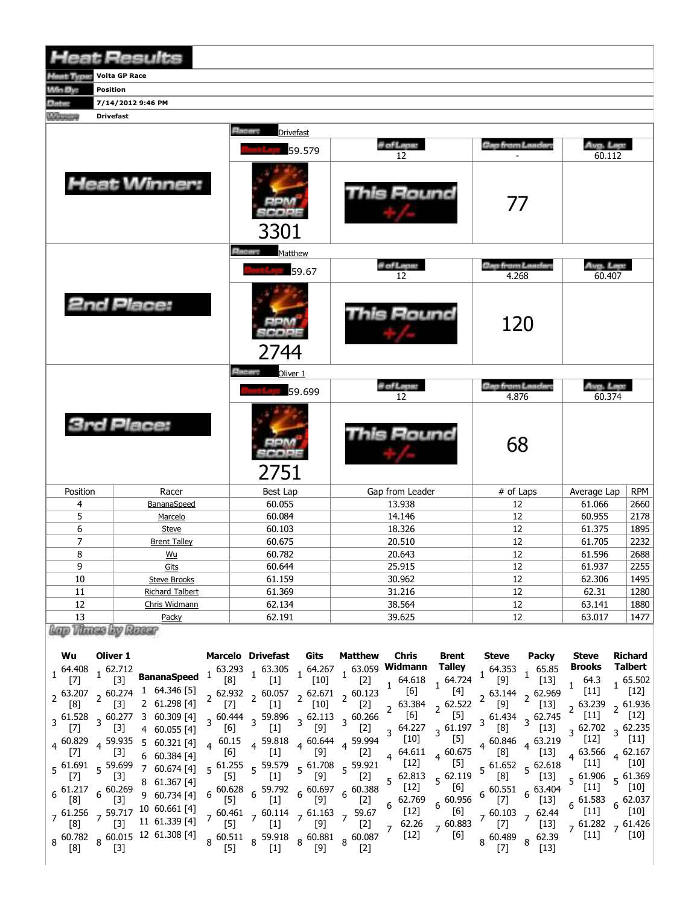# Heat Results

| | |
|---|---|
| Heat Type: | Volta GP Race |
| Win By: | Position |
| Date: | 7/14/2012 9:46 PM |
| Winner: | Drivefast |

## Heat Winner:

| Racer: | Drivefast | | |
|---|---|---|---|
| Best Lap: 59.579 | # of Laps: 12 | Gap from Leader: - | Avg. Lap: 60.112 |
| RPM Score: 3301 | This Round +/- | 77 | |

## 2nd Place:

| Racer: | Matthew | | |
|---|---|---|---|
| Best Lap: 59.67 | # of Laps: 12 | Gap from Leader: 4.268 | Avg. Lap: 60.407 |
| RPM Score: 2744 | This Round +/- | 120 | |

## 3rd Place:

| Racer: | Oliver 1 | | |
|---|---|---|---|
| Best Lap: 59.699 | # of Laps: 12 | Gap from Leader: 4.876 | Avg. Lap: 60.374 |
| RPM Score: 2751 | This Round +/- | 68 | |

| Position | Racer | Best Lap | Gap from Leader | # of Laps | Average Lap | RPM |
|---|---|---|---|---|---|---|
| 4 | BananaSpeed | 60.055 | 13.938 | 12 | 61.066 | 2660 |
| 5 | Marcelo | 60.084 | 14.146 | 12 | 60.955 | 2178 |
| 6 | Steve | 60.103 | 18.326 | 12 | 61.375 | 1895 |
| 7 | Brent Talley | 60.675 | 20.510 | 12 | 61.705 | 2232 |
| 8 | Wu | 60.782 | 20.643 | 12 | 61.596 | 2688 |
| 9 | Gits | 60.644 | 25.915 | 12 | 61.937 | 2255 |
| 10 | Steve Brooks | 61.159 | 30.962 | 12 | 62.306 | 1495 |
| 11 | Richard Talbert | 61.369 | 31.216 | 12 | 62.31 | 1280 |
| 12 | Chris Widmann | 62.134 | 38.564 | 12 | 63.141 | 1880 |
| 13 | Packy | 62.191 | 39.625 | 12 | 63.017 | 1477 |

## Lap Times by Racer

| Lap | Wu | Oliver 1 | BananaSpeed | Marcelo | Drivefast | Gits | Matthew | Chris Widmann | Brent Talley | Steve | Packy | Steve Brooks | Richard Talbert |
|---|---|---|---|---|---|---|---|---|---|---|---|---|---|
| 1 | 64.408 [7] | 62.712 [3] | 64.346 [5] | 63.293 [8] | 63.305 [1] | 64.267 [10] | 63.059 [2] | 64.618 [6] | 64.724 [4] | 64.353 [9] | 65.85 [13] | 64.3 [11] | 65.502 [12] |
| 2 | 63.207 [8] | 60.274 [3] | 61.298 [4] | 62.932 [7] | 60.057 [1] | 62.671 [10] | 60.123 [2] | 63.384 [6] | 62.522 [5] | 63.144 [9] | 62.969 [13] | 63.239 [11] | 61.936 [12] |
| 3 | 61.528 [7] | 60.277 [3] | 60.309 [4] | 60.444 [6] | 59.896 [1] | 62.113 [9] | 60.266 [2] | 64.227 [10] | 61.197 [5] | 61.434 [8] | 62.745 [13] | 62.702 [12] | 62.235 [11] |
| 4 | 60.829 [7] | 59.935 [3] | 60.055 [4] | 60.15 [6] | 59.818 [1] | 60.644 [9] | 59.994 [2] | 64.611 [12] | 60.675 [5] | 60.846 [8] | 63.219 [13] | 63.566 [11] | 62.167 [10] |
| 5 | 61.691 [7] | 59.699 [3] | 60.321 [4] | 61.255 [5] | 59.579 [1] | 61.708 [9] | 59.921 [2] | 62.813 [12] | 62.119 [6] | 61.652 [8] | 62.618 [13] | 61.906 [11] | 61.369 [10] |
| 6 | 61.217 [8] | 60.269 [3] | 60.384 [4] | 60.628 [5] | 59.792 [1] | 60.697 [9] | 60.388 [2] | 62.769 [12] | 60.956 [6] | 60.551 [7] | 63.404 [13] | 61.583 [11] | 62.037 [10] |
| 7 | 61.256 [8] | 59.717 [3] | 60.674 [4] | 60.461 [5] | 60.114 [1] | 61.163 [9] | 59.67 [2] | 62.26 [12] | 60.883 [6] | 60.103 [7] | 62.44 [13] | 61.282 [11] | 61.426 [10] |
| 8 | 60.782 [8] | 60.015 [3] | 61.367 [4] | 60.511 [5] | 59.918 [1] | 60.881 [9] | 60.087 [2] | | | 60.489 [7] | 62.39 [13] | | |
| 9 | | | 60.734 [4] | | | | | | | | | | |
| 10 | | | 60.661 [4] | | | | | | | | | | |
| 11 | | | 61.339 [4] | | | | | | | | | | |
| 12 | | | 61.308 [4] | | | | | | | | | | |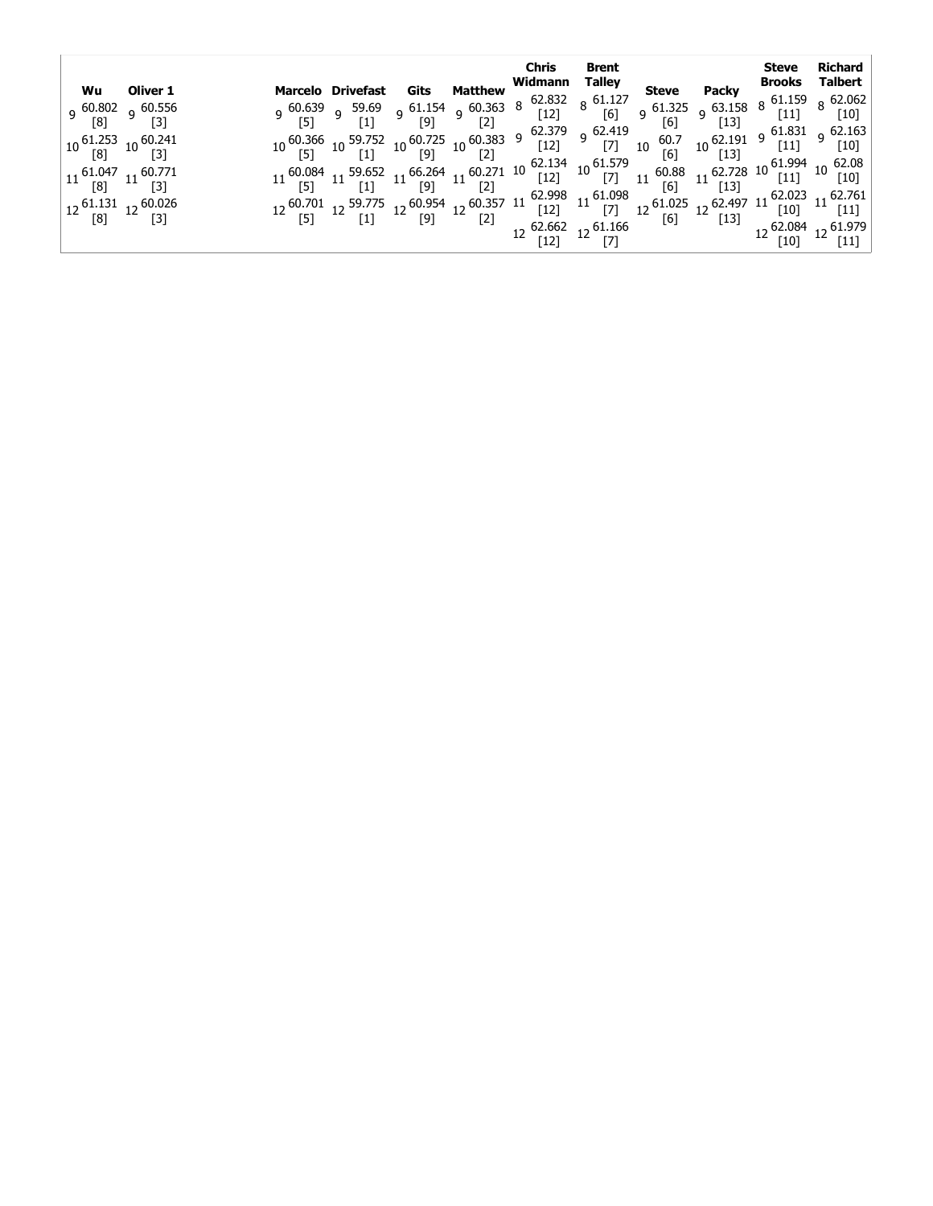| Wu | Oliver 1 | Marcelo | Drivefast | Gits | Matthew | Chris Widmann | Brent Talley | Steve | Packy | Steve Brooks | Richard Talbert |
|---|---|---|---|---|---|---|---|---|---|---|---|
| | | | | | | 8 62.832 [12] | 8 61.127 [6] | | | 8 61.159 [11] | 8 62.062 [10] |
| 9 60.802 [8] | 9 60.556 [3] | 9 60.639 [5] | 9 59.69 [1] | 9 61.154 [9] | 9 60.363 [2] | 9 62.379 [12] | 9 62.419 [7] | 9 61.325 [6] | 9 63.158 [13] | 9 61.831 [11] | 9 62.163 [10] |
| 10 61.253 [8] | 10 60.241 [3] | 10 60.366 [5] | 10 59.752 [1] | 10 60.725 [9] | 10 60.383 [2] | 10 62.134 [12] | 10 61.579 [7] | 10 60.7 [6] | 10 62.191 [13] | 10 61.994 [11] | 10 62.08 [10] |
| 11 61.047 [8] | 11 60.771 [3] | 11 60.084 [5] | 11 59.652 [1] | 11 66.264 [9] | 11 60.271 [2] | 11 62.998 [12] | 11 61.098 [7] | 11 60.88 [6] | 11 62.728 [13] | 11 62.023 [10] | 11 62.761 [11] |
| 12 61.131 [8] | 12 60.026 [3] | 12 60.701 [5] | 12 59.775 [1] | 12 60.954 [9] | 12 60.357 [2] | 12 62.662 [12] | 12 61.166 [7] | 12 61.025 [6] | 12 62.497 [13] | 12 62.084 [10] | 12 61.979 [11] |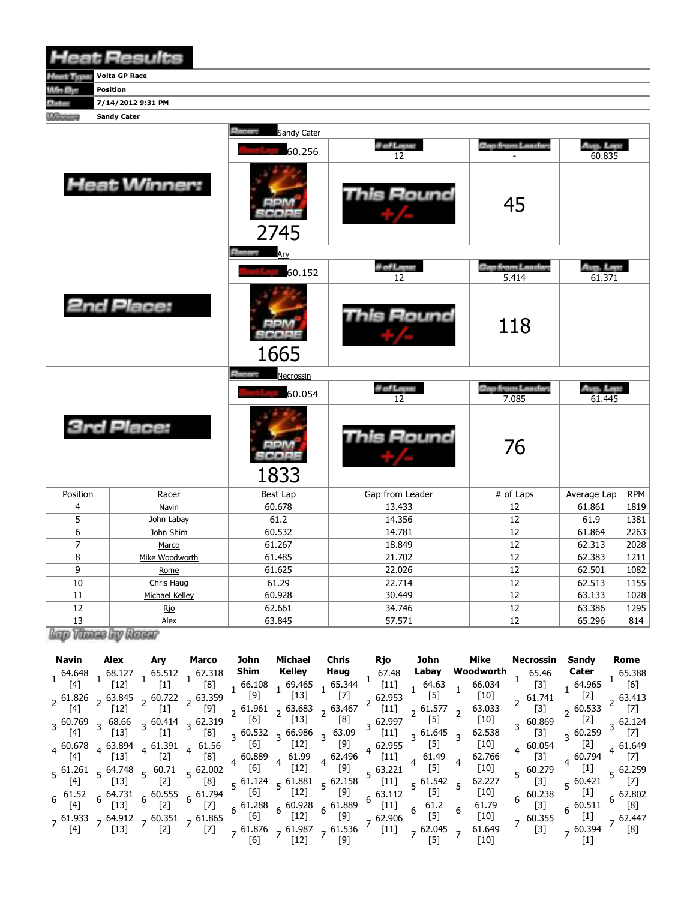# Heat Results

| | |
|---|---|
| Heat Type: | Volta GP Race |
| Win By: | Position |
| Date: | 7/14/2012 9:31 PM |
| Winner: | Sandy Cater |

## Heat Winner:

Racer: Sandy Cater

| Best Lap | # of Laps | Gap from Leader | Avg. Lap |
|---|---|---|---|
| 60.256 | 12 | - | 60.835 |

RPM SCORE: 2745

This Round +/-: 45

## 2nd Place:

Racer: Ary

| Best Lap | # of Laps | Gap from Leader | Avg. Lap |
|---|---|---|---|
| 60.152 | 12 | 5.414 | 61.371 |

RPM SCORE: 1665

This Round +/-: 118

## 3rd Place:

Racer: Necrossin

| Best Lap | # of Laps | Gap from Leader | Avg. Lap |
|---|---|---|---|
| 60.054 | 12 | 7.085 | 61.445 |

RPM SCORE: 1833

This Round +/-: 76

| Position | Racer | Best Lap | Gap from Leader | # of Laps | Average Lap | RPM |
|---|---|---|---|---|---|---|
| 4 | Navin | 60.678 | 13.433 | 12 | 61.861 | 1819 |
| 5 | John Labay | 61.2 | 14.356 | 12 | 61.9 | 1381 |
| 6 | John Shim | 60.532 | 14.781 | 12 | 61.864 | 2263 |
| 7 | Marco | 61.267 | 18.849 | 12 | 62.313 | 2028 |
| 8 | Mike Woodworth | 61.485 | 21.702 | 12 | 62.383 | 1211 |
| 9 | Rome | 61.625 | 22.026 | 12 | 62.501 | 1082 |
| 10 | Chris Haug | 61.29 | 22.714 | 12 | 62.513 | 1155 |
| 11 | Michael Kelley | 60.928 | 30.449 | 12 | 63.133 | 1028 |
| 12 | Rjo | 62.661 | 34.746 | 12 | 63.386 | 1295 |
| 13 | Alex | 63.845 | 57.571 | 12 | 65.296 | 814 |

## Lap Times by Racer

| Lap | Navin | Alex | Ary | Marco | John Shim | Michael Kelley | Chris Haug | Rjo | John Labay | Mike Woodworth | Necrossin | Sandy Cater | Rome |
|---|---|---|---|---|---|---|---|---|---|---|---|---|---|
| 1 | 64.648 [4] | 68.127 [12] | 65.512 [1] | 67.318 [8] | 66.108 [9] | 69.465 [13] | 65.344 [7] | 67.48 [11] | 64.63 [5] | 66.034 [10] | 65.46 [3] | 64.965 [2] | 65.388 [6] |
| 2 | 61.826 [4] | 63.845 [12] | 60.722 [1] | 63.359 [9] | 61.961 [6] | 63.683 [13] | 63.467 [8] | 62.953 [11] | 61.577 [5] | 63.033 [10] | 61.741 [3] | 60.533 [2] | 63.413 [7] |
| 3 | 60.769 [4] | 68.66 [13] | 60.414 [1] | 62.319 [8] | 60.532 [6] | 66.986 [12] | 63.09 [9] | 62.997 [11] | 61.645 [5] | 62.538 [10] | 60.869 [3] | 60.259 [2] | 62.124 [7] |
| 4 | 60.678 [4] | 63.894 [13] | 61.391 [2] | 61.56 [8] | 60.889 [6] | 61.99 [12] | 62.496 [9] | 62.955 [11] | 61.49 [5] | 62.766 [10] | 60.054 [3] | 60.794 [1] | 61.649 [7] |
| 5 | 61.261 [4] | 64.748 [13] | 60.71 [2] | 62.002 [8] | 61.124 [6] | 61.881 [12] | 62.158 [9] | 63.221 [11] | 61.542 [5] | 62.227 [10] | 60.279 [3] | 60.421 [1] | 62.259 [7] |
| 6 | 61.52 [4] | 64.731 [13] | 60.555 [2] | 61.794 [7] | 61.288 [6] | 60.928 [12] | 61.889 [9] | 63.112 [11] | 61.2 [5] | 61.79 [10] | 60.238 [3] | 60.511 [1] | 62.802 [8] |
| 7 | 61.933 [4] | 64.912 [13] | 60.351 [2] | 61.865 [7] | 61.876 [6] | 61.987 [12] | 61.536 [9] | 62.906 [11] | 62.045 [5] | 61.649 [10] | 60.355 [3] | 60.394 [1] | 62.447 [8] |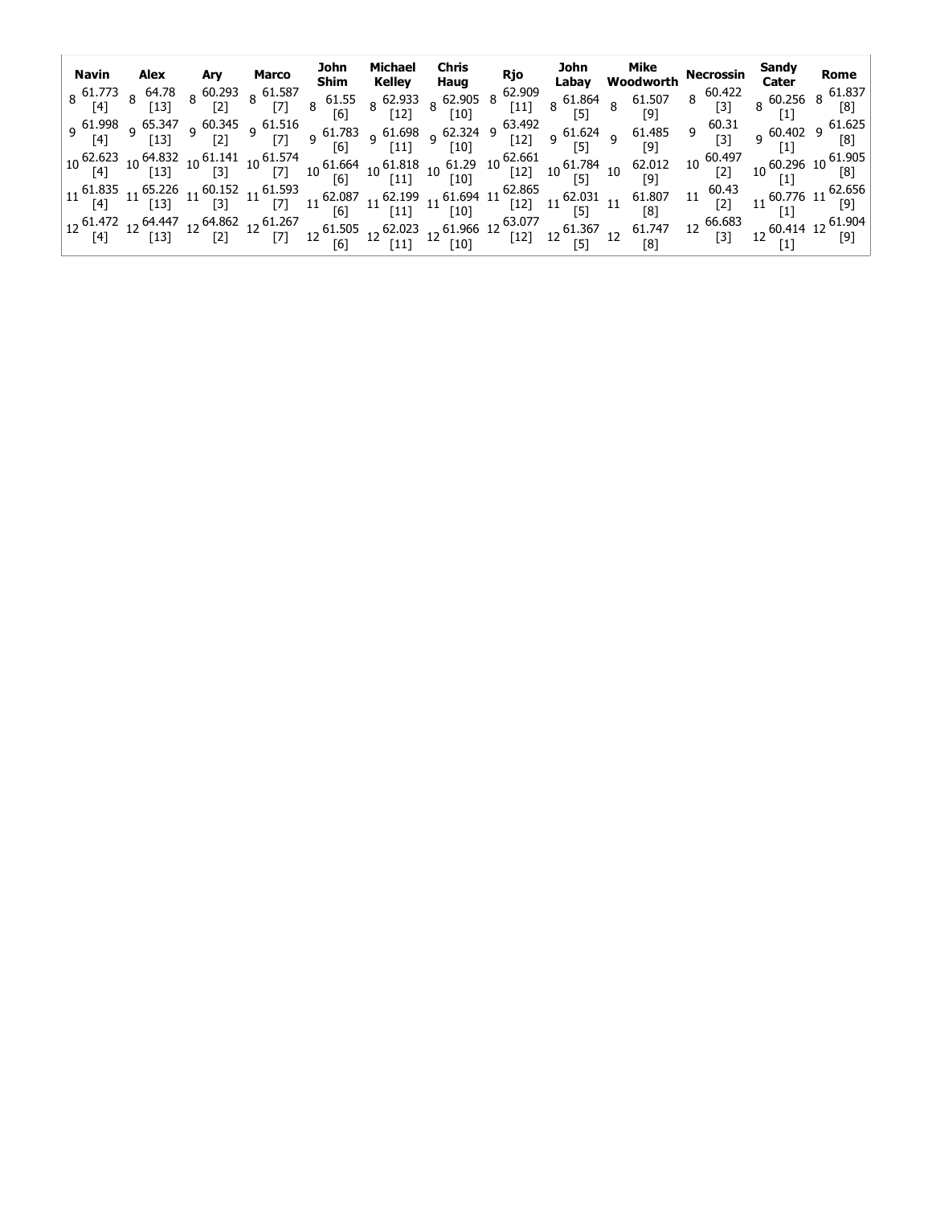| Navin | Alex | Ary | Marco | John Shim | Michael Kelley | Chris Haug | Rjo | John Labay | Mike Woodworth | Necrossin | Sandy Cater | Rome |
|---|---|---|---|---|---|---|---|---|---|---|---|---|
| 8 61.773 [4] | 8 64.78 [13] | 8 60.293 [2] | 8 61.587 [7] | 8 61.55 [6] | 8 62.933 [12] | 8 62.905 [10] | 8 62.909 [11] | 8 61.864 [5] | 8 61.507 [9] | 8 60.422 [3] | 8 60.256 [1] | 8 61.837 [8] |
| 9 61.998 [4] | 9 65.347 [13] | 9 60.345 [2] | 9 61.516 [7] | 9 61.783 [6] | 9 61.698 [11] | 9 62.324 [10] | 9 63.492 [12] | 9 61.624 [5] | 9 61.485 [9] | 9 60.31 [3] | 9 60.402 [1] | 9 61.625 [8] |
| 10 62.623 [4] | 10 64.832 [13] | 10 61.141 [3] | 10 61.574 [7] | 10 61.664 [6] | 10 61.818 [11] | 10 61.29 [10] | 10 62.661 [12] | 10 61.784 [5] | 10 62.012 [9] | 10 60.497 [2] | 10 60.296 [1] | 10 61.905 [8] |
| 11 61.835 [4] | 11 65.226 [13] | 11 60.152 [3] | 11 61.593 [7] | 11 62.087 [6] | 11 62.199 [11] | 11 61.694 [10] | 11 62.865 [12] | 11 62.031 [5] | 11 61.807 [8] | 11 60.43 [2] | 11 60.776 [1] | 11 62.656 [9] |
| 12 61.472 [4] | 12 64.447 [13] | 12 64.862 [2] | 12 61.267 [7] | 12 61.505 [6] | 12 62.023 [11] | 12 61.966 [10] | 12 63.077 [12] | 12 61.367 [5] | 12 61.747 [8] | 12 66.683 [3] | 12 60.414 [1] | 12 61.904 [9] |